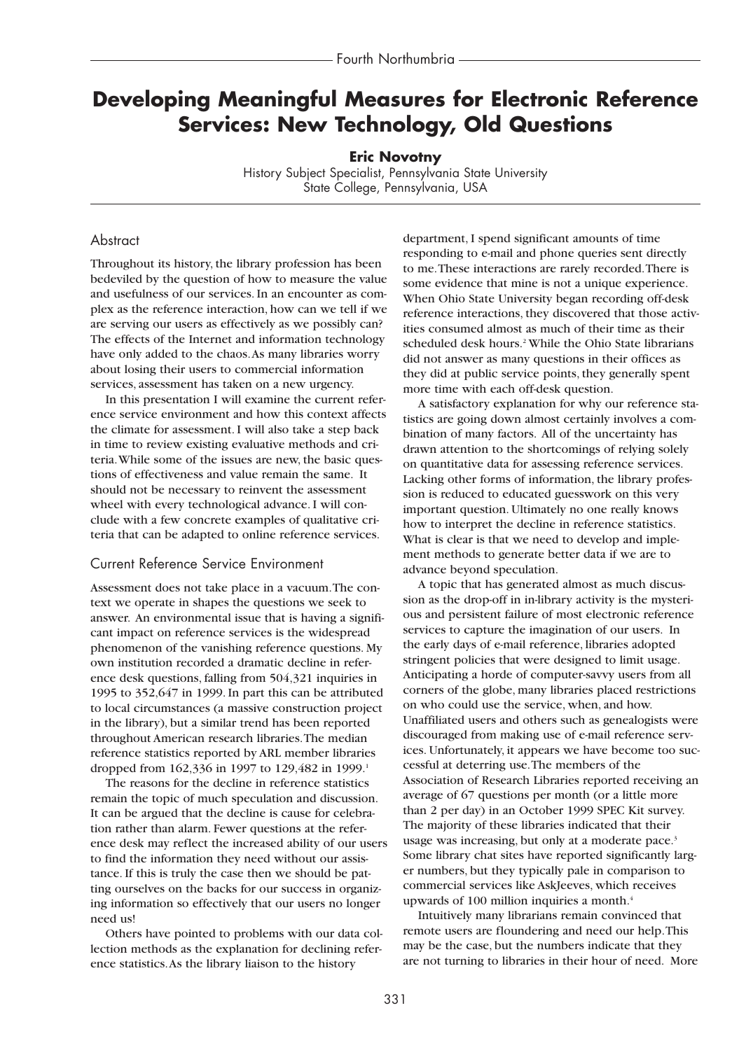# Developing Meaningful Measures for Electronic Reference Services: New Technology, Old Questions

**Eric Novotny**
History Subject Specialist, Pennsylvania State University
State College, Pennsylvania, USA

## Abstract

Throughout its history, the library profession has been bedeviled by the question of how to measure the value and usefulness of our services. In an encounter as complex as the reference interaction, how can we tell if we are serving our users as effectively as we possibly can? The effects of the Internet and information technology have only added to the chaos. As many libraries worry about losing their users to commercial information services, assessment has taken on a new urgency.

In this presentation I will examine the current reference service environment and how this context affects the climate for assessment. I will also take a step back in time to review existing evaluative methods and criteria. While some of the issues are new, the basic questions of effectiveness and value remain the same. It should not be necessary to reinvent the assessment wheel with every technological advance. I will conclude with a few concrete examples of qualitative criteria that can be adapted to online reference services.

## Current Reference Service Environment

Assessment does not take place in a vacuum. The context we operate in shapes the questions we seek to answer. An environmental issue that is having a significant impact on reference services is the widespread phenomenon of the vanishing reference questions. My own institution recorded a dramatic decline in reference desk questions, falling from 504,321 inquiries in 1995 to 352,647 in 1999. In part this can be attributed to local circumstances (a massive construction project in the library), but a similar trend has been reported throughout American research libraries. The median reference statistics reported by ARL member libraries dropped from 162,336 in 1997 to 129,482 in 1999.[1]

The reasons for the decline in reference statistics remain the topic of much speculation and discussion. It can be argued that the decline is cause for celebration rather than alarm. Fewer questions at the reference desk may reflect the increased ability of our users to find the information they need without our assistance. If this is truly the case then we should be patting ourselves on the backs for our success in organizing information so effectively that our users no longer need us!

Others have pointed to problems with our data collection methods as the explanation for declining reference statistics. As the library liaison to the history department, I spend significant amounts of time responding to e-mail and phone queries sent directly to me. These interactions are rarely recorded. There is some evidence that mine is not a unique experience. When Ohio State University began recording off-desk reference interactions, they discovered that those activities consumed almost as much of their time as their scheduled desk hours.[2] While the Ohio State librarians did not answer as many questions in their offices as they did at public service points, they generally spent more time with each off-desk question.

A satisfactory explanation for why our reference statistics are going down almost certainly involves a combination of many factors. All of the uncertainty has drawn attention to the shortcomings of relying solely on quantitative data for assessing reference services. Lacking other forms of information, the library profession is reduced to educated guesswork on this very important question. Ultimately no one really knows how to interpret the decline in reference statistics. What is clear is that we need to develop and implement methods to generate better data if we are to advance beyond speculation.

A topic that has generated almost as much discussion as the drop-off in in-library activity is the mysterious and persistent failure of most electronic reference services to capture the imagination of our users. In the early days of e-mail reference, libraries adopted stringent policies that were designed to limit usage. Anticipating a horde of computer-savvy users from all corners of the globe, many libraries placed restrictions on who could use the service, when, and how. Unaffiliated users and others such as genealogists were discouraged from making use of e-mail reference services. Unfortunately, it appears we have become too successful at deterring use. The members of the Association of Research Libraries reported receiving an average of 67 questions per month (or a little more than 2 per day) in an October 1999 SPEC Kit survey. The majority of these libraries indicated that their usage was increasing, but only at a moderate pace.[3] Some library chat sites have reported significantly larger numbers, but they typically pale in comparison to commercial services like AskJeeves, which receives upwards of 100 million inquiries a month.[4]

Intuitively many librarians remain convinced that remote users are floundering and need our help. This may be the case, but the numbers indicate that they are not turning to libraries in their hour of need. More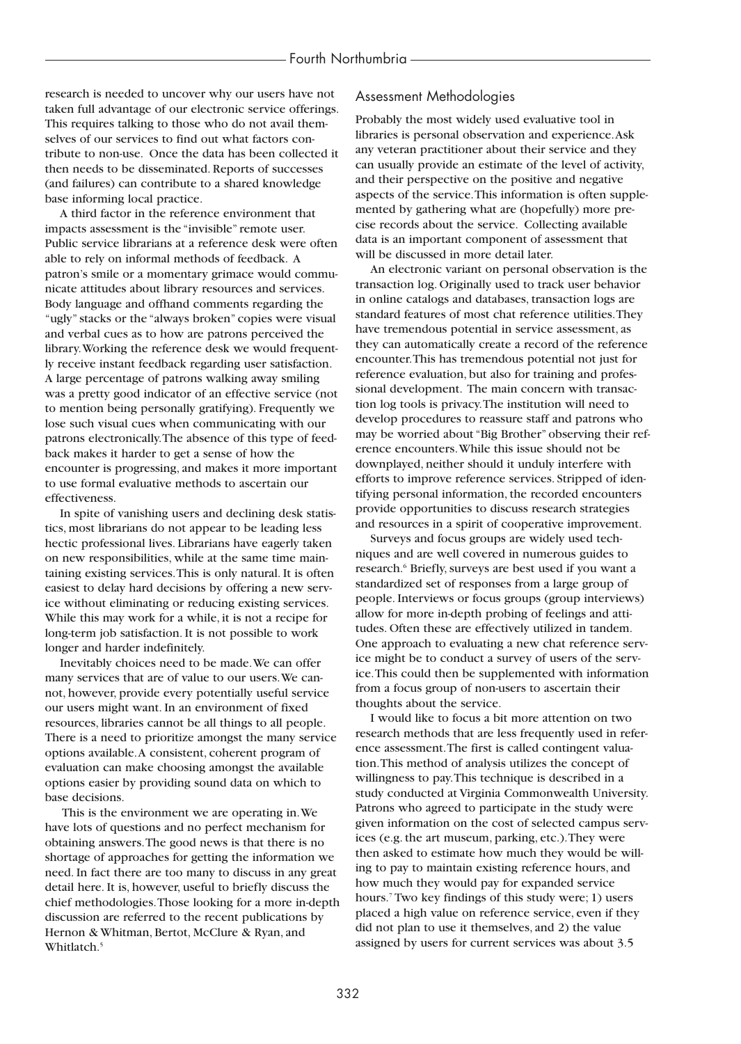research is needed to uncover why our users have not taken full advantage of our electronic service offerings. This requires talking to those who do not avail themselves of our services to find out what factors contribute to non-use. Once the data has been collected it then needs to be disseminated. Reports of successes (and failures) can contribute to a shared knowledge base informing local practice.

A third factor in the reference environment that impacts assessment is the "invisible" remote user. Public service librarians at a reference desk were often able to rely on informal methods of feedback. A patron's smile or a momentary grimace would communicate attitudes about library resources and services. Body language and offhand comments regarding the "ugly" stacks or the "always broken" copies were visual and verbal cues as to how are patrons perceived the library. Working the reference desk we would frequently receive instant feedback regarding user satisfaction. A large percentage of patrons walking away smiling was a pretty good indicator of an effective service (not to mention being personally gratifying). Frequently we lose such visual cues when communicating with our patrons electronically. The absence of this type of feedback makes it harder to get a sense of how the encounter is progressing, and makes it more important to use formal evaluative methods to ascertain our effectiveness.

In spite of vanishing users and declining desk statistics, most librarians do not appear to be leading less hectic professional lives. Librarians have eagerly taken on new responsibilities, while at the same time maintaining existing services. This is only natural. It is often easiest to delay hard decisions by offering a new service without eliminating or reducing existing services. While this may work for a while, it is not a recipe for long-term job satisfaction. It is not possible to work longer and harder indefinitely.

Inevitably choices need to be made. We can offer many services that are of value to our users. We cannot, however, provide every potentially useful service our users might want. In an environment of fixed resources, libraries cannot be all things to all people. There is a need to prioritize amongst the many service options available. A consistent, coherent program of evaluation can make choosing amongst the available options easier by providing sound data on which to base decisions.

This is the environment we are operating in. We have lots of questions and no perfect mechanism for obtaining answers. The good news is that there is no shortage of approaches for getting the information we need. In fact there are too many to discuss in any great detail here. It is, however, useful to briefly discuss the chief methodologies. Those looking for a more in-depth discussion are referred to the recent publications by Hernon & Whitman, Bertot, McClure & Ryan, and Whitlatch.[5]

## Assessment Methodologies

Probably the most widely used evaluative tool in libraries is personal observation and experience. Ask any veteran practitioner about their service and they can usually provide an estimate of the level of activity, and their perspective on the positive and negative aspects of the service. This information is often supplemented by gathering what are (hopefully) more precise records about the service. Collecting available data is an important component of assessment that will be discussed in more detail later.

An electronic variant on personal observation is the transaction log. Originally used to track user behavior in online catalogs and databases, transaction logs are standard features of most chat reference utilities. They have tremendous potential in service assessment, as they can automatically create a record of the reference encounter. This has tremendous potential not just for reference evaluation, but also for training and professional development. The main concern with transaction log tools is privacy. The institution will need to develop procedures to reassure staff and patrons who may be worried about "Big Brother" observing their reference encounters. While this issue should not be downplayed, neither should it unduly interfere with efforts to improve reference services. Stripped of identifying personal information, the recorded encounters provide opportunities to discuss research strategies and resources in a spirit of cooperative improvement.

Surveys and focus groups are widely used techniques and are well covered in numerous guides to research.[6] Briefly, surveys are best used if you want a standardized set of responses from a large group of people. Interviews or focus groups (group interviews) allow for more in-depth probing of feelings and attitudes. Often these are effectively utilized in tandem. One approach to evaluating a new chat reference service might be to conduct a survey of users of the service. This could then be supplemented with information from a focus group of non-users to ascertain their thoughts about the service.

I would like to focus a bit more attention on two research methods that are less frequently used in reference assessment. The first is called contingent valuation. This method of analysis utilizes the concept of willingness to pay. This technique is described in a study conducted at Virginia Commonwealth University. Patrons who agreed to participate in the study were given information on the cost of selected campus services (e.g. the art museum, parking, etc.). They were then asked to estimate how much they would be willing to pay to maintain existing reference hours, and how much they would pay for expanded service hours.[7] Two key findings of this study were; 1) users placed a high value on reference service, even if they did not plan to use it themselves, and 2) the value assigned by users for current services was about 3.5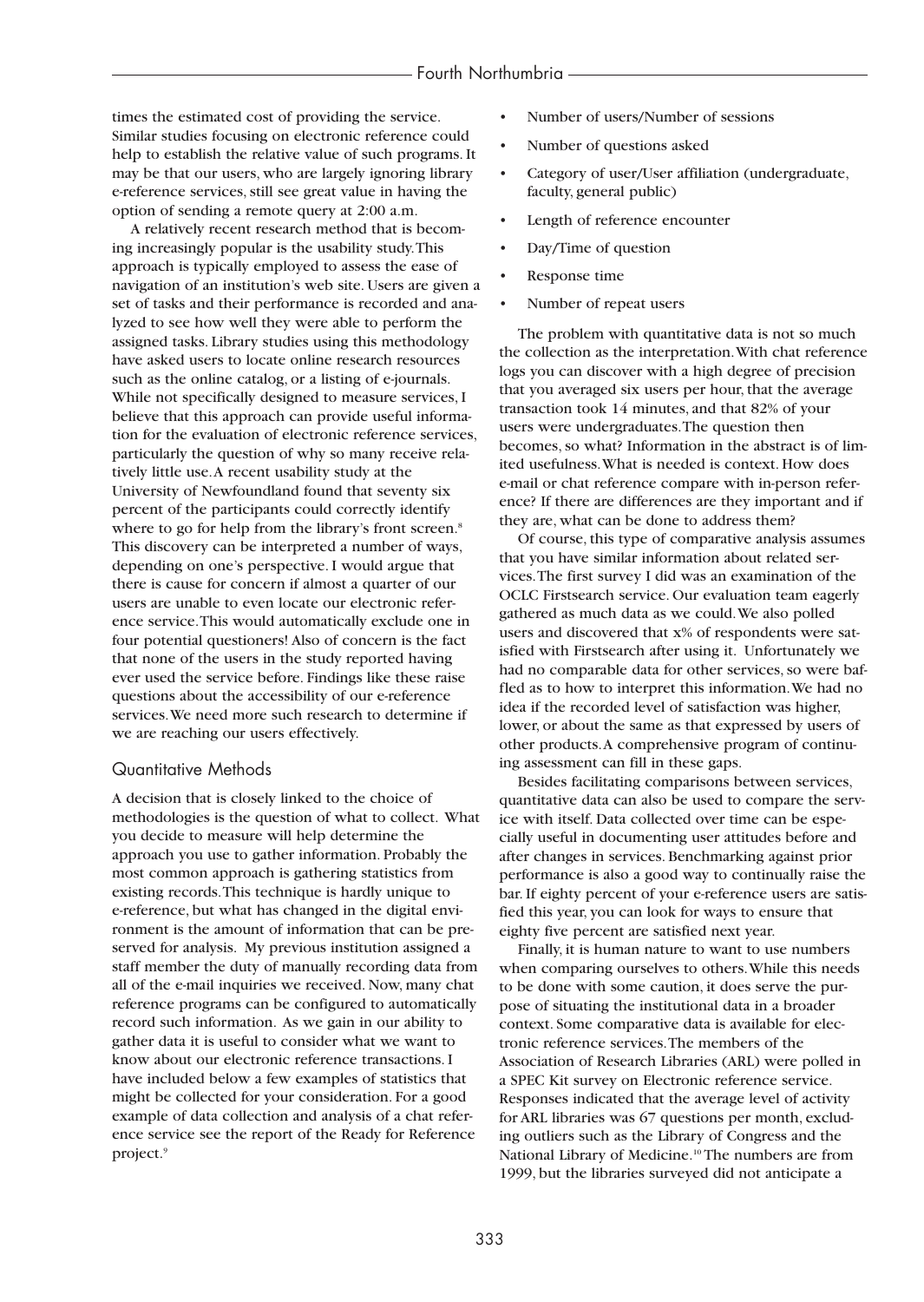times the estimated cost of providing the service. Similar studies focusing on electronic reference could help to establish the relative value of such programs. It may be that our users, who are largely ignoring library e-reference services, still see great value in having the option of sending a remote query at 2:00 a.m.

A relatively recent research method that is becoming increasingly popular is the usability study. This approach is typically employed to assess the ease of navigation of an institution's web site. Users are given a set of tasks and their performance is recorded and analyzed to see how well they were able to perform the assigned tasks. Library studies using this methodology have asked users to locate online research resources such as the online catalog, or a listing of e-journals. While not specifically designed to measure services, I believe that this approach can provide useful information for the evaluation of electronic reference services, particularly the question of why so many receive relatively little use. A recent usability study at the University of Newfoundland found that seventy six percent of the participants could correctly identify where to go for help from the library's front screen.[8] This discovery can be interpreted a number of ways, depending on one's perspective. I would argue that there is cause for concern if almost a quarter of our users are unable to even locate our electronic reference service. This would automatically exclude one in four potential questioners! Also of concern is the fact that none of the users in the study reported having ever used the service before. Findings like these raise questions about the accessibility of our e-reference services. We need more such research to determine if we are reaching our users effectively.

## Quantitative Methods

A decision that is closely linked to the choice of methodologies is the question of what to collect. What you decide to measure will help determine the approach you use to gather information. Probably the most common approach is gathering statistics from existing records. This technique is hardly unique to e-reference, but what has changed in the digital environment is the amount of information that can be preserved for analysis. My previous institution assigned a staff member the duty of manually recording data from all of the e-mail inquiries we received. Now, many chat reference programs can be configured to automatically record such information. As we gain in our ability to gather data it is useful to consider what we want to know about our electronic reference transactions. I have included below a few examples of statistics that might be collected for your consideration. For a good example of data collection and analysis of a chat reference service see the report of the Ready for Reference project.[9]

- Number of users/Number of sessions
- Number of questions asked
- Category of user/User affiliation (undergraduate, faculty, general public)
- Length of reference encounter
- Day/Time of question
- Response time
- Number of repeat users

The problem with quantitative data is not so much the collection as the interpretation. With chat reference logs you can discover with a high degree of precision that you averaged six users per hour, that the average transaction took 14 minutes, and that 82% of your users were undergraduates. The question then becomes, so what? Information in the abstract is of limited usefulness. What is needed is context. How does e-mail or chat reference compare with in-person reference? If there are differences are they important and if they are, what can be done to address them?

Of course, this type of comparative analysis assumes that you have similar information about related services. The first survey I did was an examination of the OCLC Firstsearch service. Our evaluation team eagerly gathered as much data as we could. We also polled users and discovered that x% of respondents were satisfied with Firstsearch after using it. Unfortunately we had no comparable data for other services, so were baffled as to how to interpret this information. We had no idea if the recorded level of satisfaction was higher, lower, or about the same as that expressed by users of other products. A comprehensive program of continuing assessment can fill in these gaps.

Besides facilitating comparisons between services, quantitative data can also be used to compare the service with itself. Data collected over time can be especially useful in documenting user attitudes before and after changes in services. Benchmarking against prior performance is also a good way to continually raise the bar. If eighty percent of your e-reference users are satisfied this year, you can look for ways to ensure that eighty five percent are satisfied next year.

Finally, it is human nature to want to use numbers when comparing ourselves to others. While this needs to be done with some caution, it does serve the purpose of situating the institutional data in a broader context. Some comparative data is available for electronic reference services. The members of the Association of Research Libraries (ARL) were polled in a SPEC Kit survey on Electronic reference service. Responses indicated that the average level of activity for ARL libraries was 67 questions per month, excluding outliers such as the Library of Congress and the National Library of Medicine.[10] The numbers are from 1999, but the libraries surveyed did not anticipate a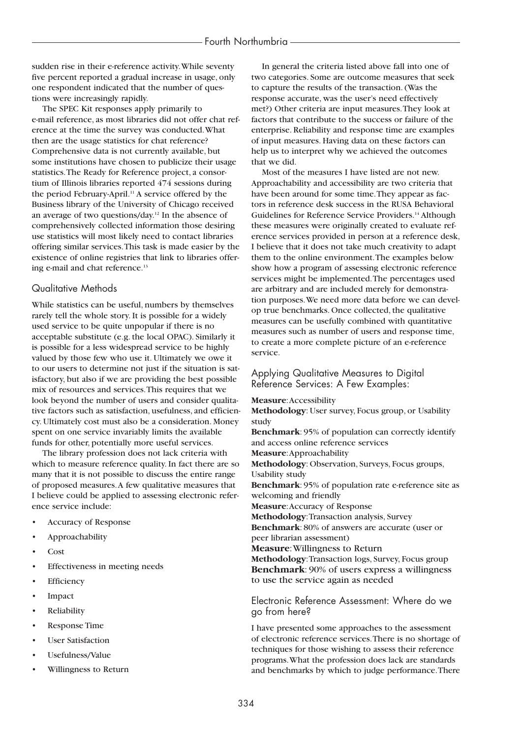sudden rise in their e-reference activity. While seventy five percent reported a gradual increase in usage, only one respondent indicated that the number of questions were increasingly rapidly.

The SPEC Kit responses apply primarily to e-mail reference, as most libraries did not offer chat reference at the time the survey was conducted. What then are the usage statistics for chat reference? Comprehensive data is not currently available, but some institutions have chosen to publicize their usage statistics. The Ready for Reference project, a consortium of Illinois libraries reported 474 sessions during the period February-April.[11] A service offered by the Business library of the University of Chicago received an average of two questions/day.[12] In the absence of comprehensively collected information those desiring use statistics will most likely need to contact libraries offering similar services. This task is made easier by the existence of online registries that link to libraries offering e-mail and chat reference.[13]

## Qualitative Methods

While statistics can be useful, numbers by themselves rarely tell the whole story. It is possible for a widely used service to be quite unpopular if there is no acceptable substitute (e.g. the local OPAC). Similarly it is possible for a less widespread service to be highly valued by those few who use it. Ultimately we owe it to our users to determine not just if the situation is satisfactory, but also if we are providing the best possible mix of resources and services. This requires that we look beyond the number of users and consider qualitative factors such as satisfaction, usefulness, and efficiency. Ultimately cost must also be a consideration. Money spent on one service invariably limits the available funds for other, potentially more useful services.

The library profession does not lack criteria with which to measure reference quality. In fact there are so many that it is not possible to discuss the entire range of proposed measures. A few qualitative measures that I believe could be applied to assessing electronic reference service include:

- Accuracy of Response
- Approachability
- Cost
- Effectiveness in meeting needs
- Efficiency
- Impact
- Reliability
- Response Time
- User Satisfaction
- Usefulness/Value
- Willingness to Return

In general the criteria listed above fall into one of two categories. Some are outcome measures that seek to capture the results of the transaction. (Was the response accurate, was the user's need effectively met?) Other criteria are input measures. They look at factors that contribute to the success or failure of the enterprise. Reliability and response time are examples of input measures. Having data on these factors can help us to interpret why we achieved the outcomes that we did.

Most of the measures I have listed are not new. Approachability and accessibility are two criteria that have been around for some time. They appear as factors in reference desk success in the RUSA Behavioral Guidelines for Reference Service Providers.[14] Although these measures were originally created to evaluate reference services provided in person at a reference desk, I believe that it does not take much creativity to adapt them to the online environment. The examples below show how a program of assessing electronic reference services might be implemented. The percentages used are arbitrary and are included merely for demonstration purposes. We need more data before we can develop true benchmarks. Once collected, the qualitative measures can be usefully combined with quantitative measures such as number of users and response time, to create a more complete picture of an e-reference service.

## Applying Qualitative Measures to Digital Reference Services: A Few Examples:

**Measure**: Accessibility
**Methodology**: User survey, Focus group, or Usability study
**Benchmark**: 95% of population can correctly identify and access online reference services
**Measure**: Approachability
**Methodology**: Observation, Surveys, Focus groups, Usability study
**Benchmark**: 95% of population rate e-reference site as welcoming and friendly
**Measure**: Accuracy of Response
**Methodology**: Transaction analysis, Survey
**Benchmark**: 80% of answers are accurate (user or peer librarian assessment)
**Measure**: Willingness to Return
**Methodology**: Transaction logs, Survey, Focus group
**Benchmark**: 90% of users express a willingness to use the service again as needed

## Electronic Reference Assessment: Where do we go from here?

I have presented some approaches to the assessment of electronic reference services. There is no shortage of techniques for those wishing to assess their reference programs. What the profession does lack are standards and benchmarks by which to judge performance. There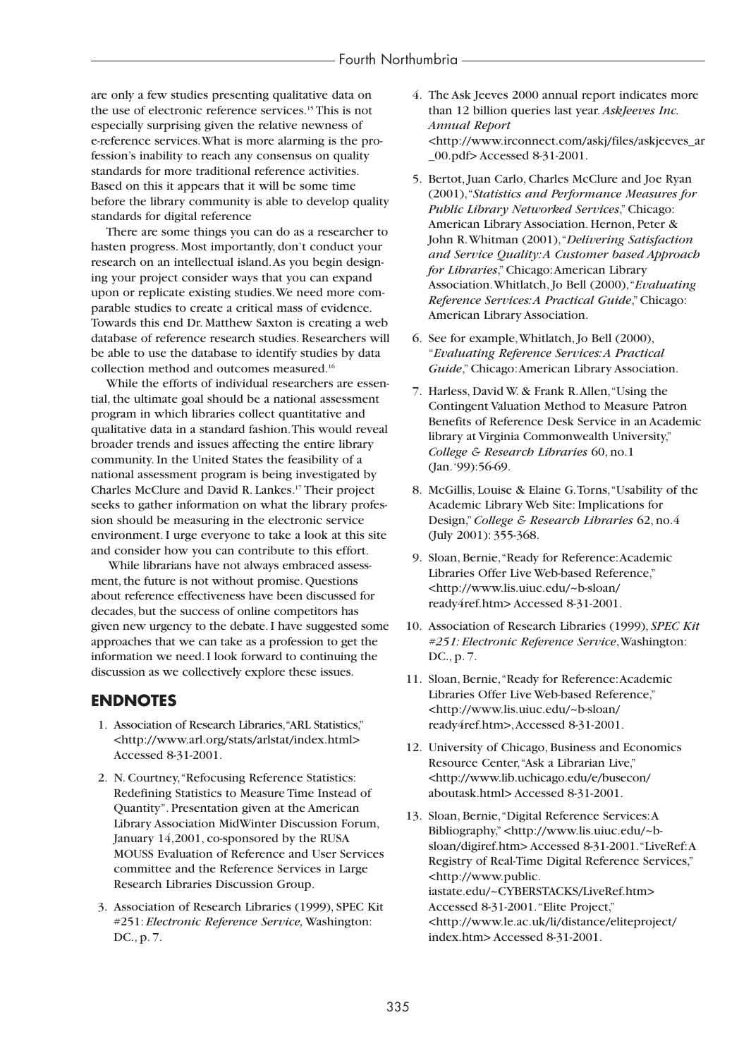are only a few studies presenting qualitative data on the use of electronic reference services.[15] This is not especially surprising given the relative newness of e-reference services. What is more alarming is the profession's inability to reach any consensus on quality standards for more traditional reference activities. Based on this it appears that it will be some time before the library community is able to develop quality standards for digital reference

There are some things you can do as a researcher to hasten progress. Most importantly, don't conduct your research on an intellectual island. As you begin designing your project consider ways that you can expand upon or replicate existing studies. We need more comparable studies to create a critical mass of evidence. Towards this end Dr. Matthew Saxton is creating a web database of reference research studies. Researchers will be able to use the database to identify studies by data collection method and outcomes measured.[16]

While the efforts of individual researchers are essential, the ultimate goal should be a national assessment program in which libraries collect quantitative and qualitative data in a standard fashion. This would reveal broader trends and issues affecting the entire library community. In the United States the feasibility of a national assessment program is being investigated by Charles McClure and David R. Lankes.[17] Their project seeks to gather information on what the library profession should be measuring in the electronic service environment. I urge everyone to take a look at this site and consider how you can contribute to this effort.

While librarians have not always embraced assessment, the future is not without promise. Questions about reference effectiveness have been discussed for decades, but the success of online competitors has given new urgency to the debate. I have suggested some approaches that we can take as a profession to get the information we need. I look forward to continuing the discussion as we collectively explore these issues.

## ENDNOTES

1. Association of Research Libraries, "ARL Statistics," <http://www.arl.org/stats/arlstat/index.html> Accessed 8-31-2001.
2. N. Courtney, "Refocusing Reference Statistics: Redefining Statistics to Measure Time Instead of Quantity". Presentation given at the American Library Association MidWinter Discussion Forum, January 14, 2001, co-sponsored by the RUSA MOUSS Evaluation of Reference and User Services committee and the Reference Services in Large Research Libraries Discussion Group.
3. Association of Research Libraries (1999), SPEC Kit #251: *Electronic Reference Service,* Washington: DC., p. 7.
4. The Ask Jeeves 2000 annual report indicates more than 12 billion queries last year. *AskJeeves Inc. Annual Report* <http://www.irconnect.com/askj/files/askjeeves_ar_00.pdf> Accessed 8-31-2001.
5. Bertot, Juan Carlo, Charles McClure and Joe Ryan (2001), "*Statistics and Performance Measures for Public Library Networked Services*," Chicago: American Library Association. Hernon, Peter & John R. Whitman (2001), "*Delivering Satisfaction and Service Quality: A Customer based Approach for Libraries*," Chicago: American Library Association. Whitlatch, Jo Bell (2000), "*Evaluating Reference Services: A Practical Guide*," Chicago: American Library Association.
6. See for example, Whitlatch, Jo Bell (2000), "*Evaluating Reference Services: A Practical Guide*," Chicago: American Library Association.
7. Harless, David W. & Frank R. Allen, "Using the Contingent Valuation Method to Measure Patron Benefits of Reference Desk Service in an Academic library at Virginia Commonwealth University," *College & Research Libraries* 60, no.1 (Jan. '99):56-69.
8. McGillis, Louise & Elaine G. Torns, "Usability of the Academic Library Web Site: Implications for Design," *College & Research Libraries* 62, no.4 (July 2001): 355-368.
9. Sloan, Bernie, "Ready for Reference: Academic Libraries Offer Live Web-based Reference," <http://www.lis.uiuc.edu/~b-sloan/ready4ref.htm> Accessed 8-31-2001.
10. Association of Research Libraries (1999), *SPEC Kit #251: Electronic Reference Service*, Washington: DC., p. 7.
11. Sloan, Bernie, "Ready for Reference: Academic Libraries Offer Live Web-based Reference," <http://www.lis.uiuc.edu/~b-sloan/ready4ref.htm>, Accessed 8-31-2001.
12. University of Chicago, Business and Economics Resource Center, "Ask a Librarian Live," <http://www.lib.uchicago.edu/e/busecon/aboutask.html> Accessed 8-31-2001.
13. Sloan, Bernie, "Digital Reference Services: A Bibliography," <http://www.lis.uiuc.edu/~b-sloan/digiref.htm> Accessed 8-31-2001. "LiveRef: A Registry of Real-Time Digital Reference Services," <http://www.public.iastate.edu/~CYBERSTACKS/LiveRef.htm> Accessed 8-31-2001. "Elite Project," <http://www.le.ac.uk/li/distance/eliteproject/index.htm> Accessed 8-31-2001.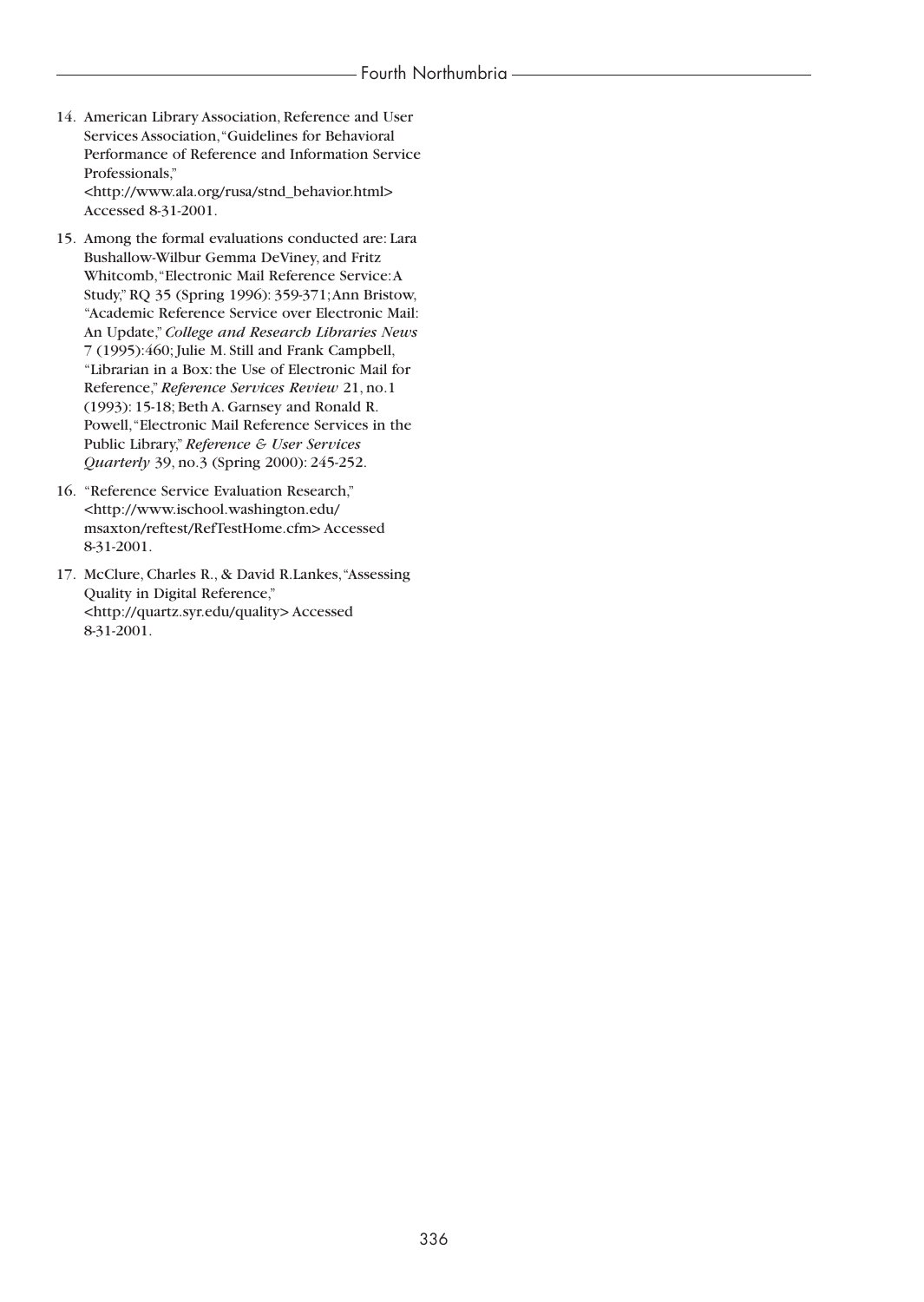14. American Library Association, Reference and User Services Association, "Guidelines for Behavioral Performance of Reference and Information Service Professionals," <http://www.ala.org/rusa/stnd_behavior.html> Accessed 8-31-2001.

15. Among the formal evaluations conducted are: Lara Bushallow-Wilbur Gemma DeViney, and Fritz Whitcomb, "Electronic Mail Reference Service: A Study," RQ 35 (Spring 1996): 359-371; Ann Bristow, "Academic Reference Service over Electronic Mail: An Update," *College and Research Libraries News* 7 (1995):460; Julie M. Still and Frank Campbell, "Librarian in a Box: the Use of Electronic Mail for Reference," *Reference Services Review* 21, no.1 (1993): 15-18; Beth A. Garnsey and Ronald R. Powell, "Electronic Mail Reference Services in the Public Library," *Reference & User Services Quarterly* 39, no.3 (Spring 2000): 245-252.

16. "Reference Service Evaluation Research," <http://www.ischool.washington.edu/msaxton/reftest/RefTestHome.cfm> Accessed 8-31-2001.

17. McClure, Charles R., & David R.Lankes, "Assessing Quality in Digital Reference," <http://quartz.syr.edu/quality> Accessed 8-31-2001.